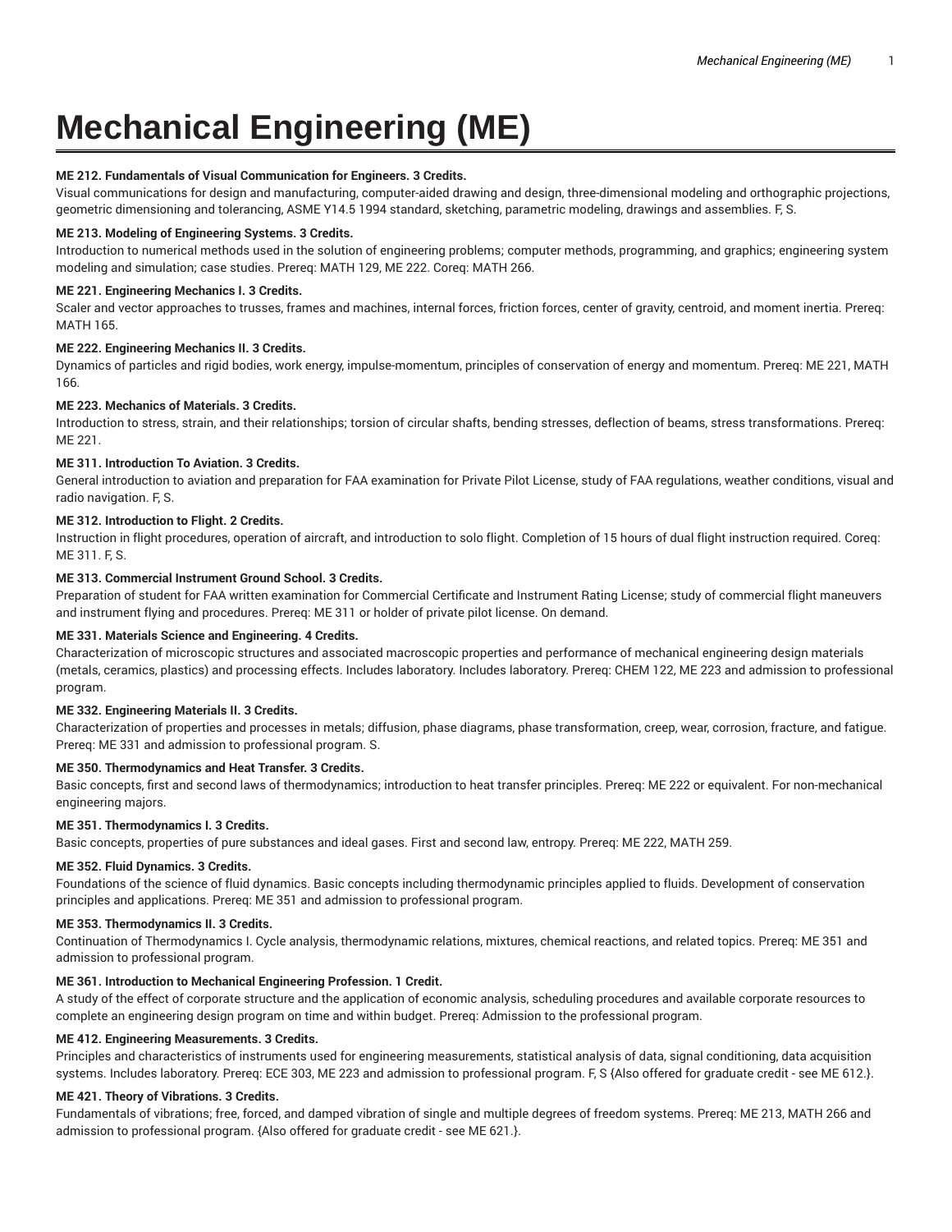# Mechanical Engineering (ME)

**ME 212. Fundamentals of Visual Communication for Engineers. 3 Credits.**
Visual communications for design and manufacturing, computer-aided drawing and design, three-dimensional modeling and orthographic projections, geometric dimensioning and tolerancing, ASME Y14.5 1994 standard, sketching, parametric modeling, drawings and assemblies. F, S.

**ME 213. Modeling of Engineering Systems. 3 Credits.**
Introduction to numerical methods used in the solution of engineering problems; computer methods, programming, and graphics; engineering system modeling and simulation; case studies. Prereq: MATH 129, ME 222. Coreq: MATH 266.

**ME 221. Engineering Mechanics I. 3 Credits.**
Scaler and vector approaches to trusses, frames and machines, internal forces, friction forces, center of gravity, centroid, and moment inertia. Prereq: MATH 165.

**ME 222. Engineering Mechanics II. 3 Credits.**
Dynamics of particles and rigid bodies, work energy, impulse-momentum, principles of conservation of energy and momentum. Prereq: ME 221, MATH 166.

**ME 223. Mechanics of Materials. 3 Credits.**
Introduction to stress, strain, and their relationships; torsion of circular shafts, bending stresses, deflection of beams, stress transformations. Prereq: ME 221.

**ME 311. Introduction To Aviation. 3 Credits.**
General introduction to aviation and preparation for FAA examination for Private Pilot License, study of FAA regulations, weather conditions, visual and radio navigation. F, S.

**ME 312. Introduction to Flight. 2 Credits.**
Instruction in flight procedures, operation of aircraft, and introduction to solo flight. Completion of 15 hours of dual flight instruction required. Coreq: ME 311. F, S.

**ME 313. Commercial Instrument Ground School. 3 Credits.**
Preparation of student for FAA written examination for Commercial Certificate and Instrument Rating License; study of commercial flight maneuvers and instrument flying and procedures. Prereq: ME 311 or holder of private pilot license. On demand.

**ME 331. Materials Science and Engineering. 4 Credits.**
Characterization of microscopic structures and associated macroscopic properties and performance of mechanical engineering design materials (metals, ceramics, plastics) and processing effects. Includes laboratory. Includes laboratory. Prereq: CHEM 122, ME 223 and admission to professional program.

**ME 332. Engineering Materials II. 3 Credits.**
Characterization of properties and processes in metals; diffusion, phase diagrams, phase transformation, creep, wear, corrosion, fracture, and fatigue. Prereq: ME 331 and admission to professional program. S.

**ME 350. Thermodynamics and Heat Transfer. 3 Credits.**
Basic concepts, first and second laws of thermodynamics; introduction to heat transfer principles. Prereq: ME 222 or equivalent. For non-mechanical engineering majors.

**ME 351. Thermodynamics I. 3 Credits.**
Basic concepts, properties of pure substances and ideal gases. First and second law, entropy. Prereq: ME 222, MATH 259.

**ME 352. Fluid Dynamics. 3 Credits.**
Foundations of the science of fluid dynamics. Basic concepts including thermodynamic principles applied to fluids. Development of conservation principles and applications. Prereq: ME 351 and admission to professional program.

**ME 353. Thermodynamics II. 3 Credits.**
Continuation of Thermodynamics I. Cycle analysis, thermodynamic relations, mixtures, chemical reactions, and related topics. Prereq: ME 351 and admission to professional program.

**ME 361. Introduction to Mechanical Engineering Profession. 1 Credit.**
A study of the effect of corporate structure and the application of economic analysis, scheduling procedures and available corporate resources to complete an engineering design program on time and within budget. Prereq: Admission to the professional program.

**ME 412. Engineering Measurements. 3 Credits.**
Principles and characteristics of instruments used for engineering measurements, statistical analysis of data, signal conditioning, data acquisition systems. Includes laboratory. Prereq: ECE 303, ME 223 and admission to professional program. F, S {Also offered for graduate credit - see ME 612.}.

**ME 421. Theory of Vibrations. 3 Credits.**
Fundamentals of vibrations; free, forced, and damped vibration of single and multiple degrees of freedom systems. Prereq: ME 213, MATH 266 and admission to professional program. {Also offered for graduate credit - see ME 621.}.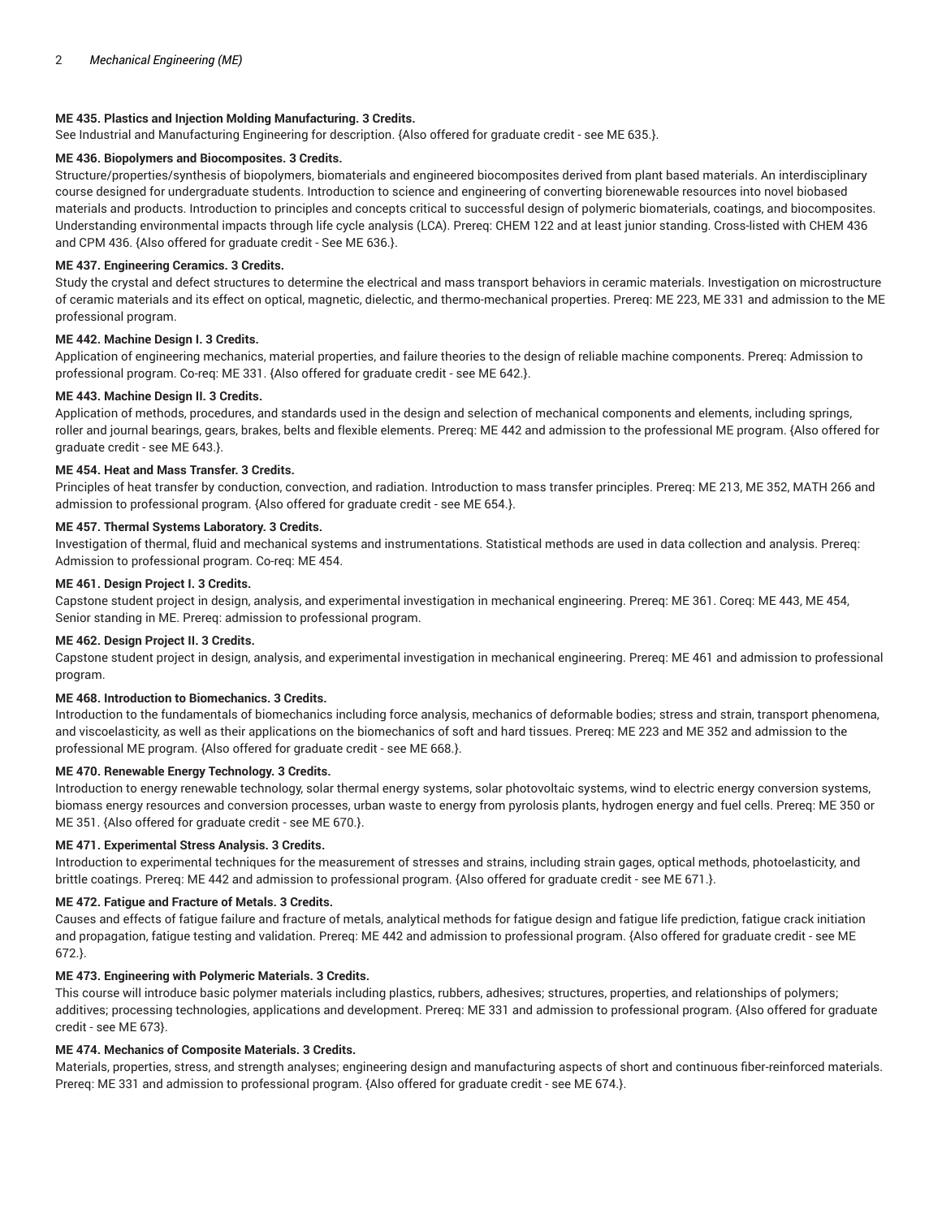**ME 435. Plastics and Injection Molding Manufacturing. 3 Credits.**
See Industrial and Manufacturing Engineering for description. {Also offered for graduate credit - see ME 635.}.

**ME 436. Biopolymers and Biocomposites. 3 Credits.**
Structure/properties/synthesis of biopolymers, biomaterials and engineered biocomposites derived from plant based materials. An interdisciplinary course designed for undergraduate students. Introduction to science and engineering of converting biorenewable resources into novel biobased materials and products. Introduction to principles and concepts critical to successful design of polymeric biomaterials, coatings, and biocomposites. Understanding environmental impacts through life cycle analysis (LCA). Prereq: CHEM 122 and at least junior standing. Cross-listed with CHEM 436 and CPM 436. {Also offered for graduate credit - See ME 636.}.

**ME 437. Engineering Ceramics. 3 Credits.**
Study the crystal and defect structures to determine the electrical and mass transport behaviors in ceramic materials. Investigation on microstructure of ceramic materials and its effect on optical, magnetic, dielectic, and thermo-mechanical properties. Prereq: ME 223, ME 331 and admission to the ME professional program.

**ME 442. Machine Design I. 3 Credits.**
Application of engineering mechanics, material properties, and failure theories to the design of reliable machine components. Prereq: Admission to professional program. Co-req: ME 331. {Also offered for graduate credit - see ME 642.}.

**ME 443. Machine Design II. 3 Credits.**
Application of methods, procedures, and standards used in the design and selection of mechanical components and elements, including springs, roller and journal bearings, gears, brakes, belts and flexible elements. Prereq: ME 442 and admission to the professional ME program. {Also offered for graduate credit - see ME 643.}.

**ME 454. Heat and Mass Transfer. 3 Credits.**
Principles of heat transfer by conduction, convection, and radiation. Introduction to mass transfer principles. Prereq: ME 213, ME 352, MATH 266 and admission to professional program. {Also offered for graduate credit - see ME 654.}.

**ME 457. Thermal Systems Laboratory. 3 Credits.**
Investigation of thermal, fluid and mechanical systems and instrumentations. Statistical methods are used in data collection and analysis. Prereq: Admission to professional program. Co-req: ME 454.

**ME 461. Design Project I. 3 Credits.**
Capstone student project in design, analysis, and experimental investigation in mechanical engineering. Prereq: ME 361. Coreq: ME 443, ME 454, Senior standing in ME. Prereq: admission to professional program.

**ME 462. Design Project II. 3 Credits.**
Capstone student project in design, analysis, and experimental investigation in mechanical engineering. Prereq: ME 461 and admission to professional program.

**ME 468. Introduction to Biomechanics. 3 Credits.**
Introduction to the fundamentals of biomechanics including force analysis, mechanics of deformable bodies; stress and strain, transport phenomena, and viscoelasticity, as well as their applications on the biomechanics of soft and hard tissues. Prereq: ME 223 and ME 352 and admission to the professional ME program. {Also offered for graduate credit - see ME 668.}.

**ME 470. Renewable Energy Technology. 3 Credits.**
Introduction to energy renewable technology, solar thermal energy systems, solar photovoltaic systems, wind to electric energy conversion systems, biomass energy resources and conversion processes, urban waste to energy from pyrolosis plants, hydrogen energy and fuel cells. Prereq: ME 350 or ME 351. {Also offered for graduate credit - see ME 670.}.

**ME 471. Experimental Stress Analysis. 3 Credits.**
Introduction to experimental techniques for the measurement of stresses and strains, including strain gages, optical methods, photoelasticity, and brittle coatings. Prereq: ME 442 and admission to professional program. {Also offered for graduate credit - see ME 671.}.

**ME 472. Fatigue and Fracture of Metals. 3 Credits.**
Causes and effects of fatigue failure and fracture of metals, analytical methods for fatigue design and fatigue life prediction, fatigue crack initiation and propagation, fatigue testing and validation. Prereq: ME 442 and admission to professional program. {Also offered for graduate credit - see ME 672.}.

**ME 473. Engineering with Polymeric Materials. 3 Credits.**
This course will introduce basic polymer materials including plastics, rubbers, adhesives; structures, properties, and relationships of polymers; additives; processing technologies, applications and development. Prereq: ME 331 and admission to professional program. {Also offered for graduate credit - see ME 673}.

**ME 474. Mechanics of Composite Materials. 3 Credits.**
Materials, properties, stress, and strength analyses; engineering design and manufacturing aspects of short and continuous fiber-reinforced materials. Prereq: ME 331 and admission to professional program. {Also offered for graduate credit - see ME 674.}.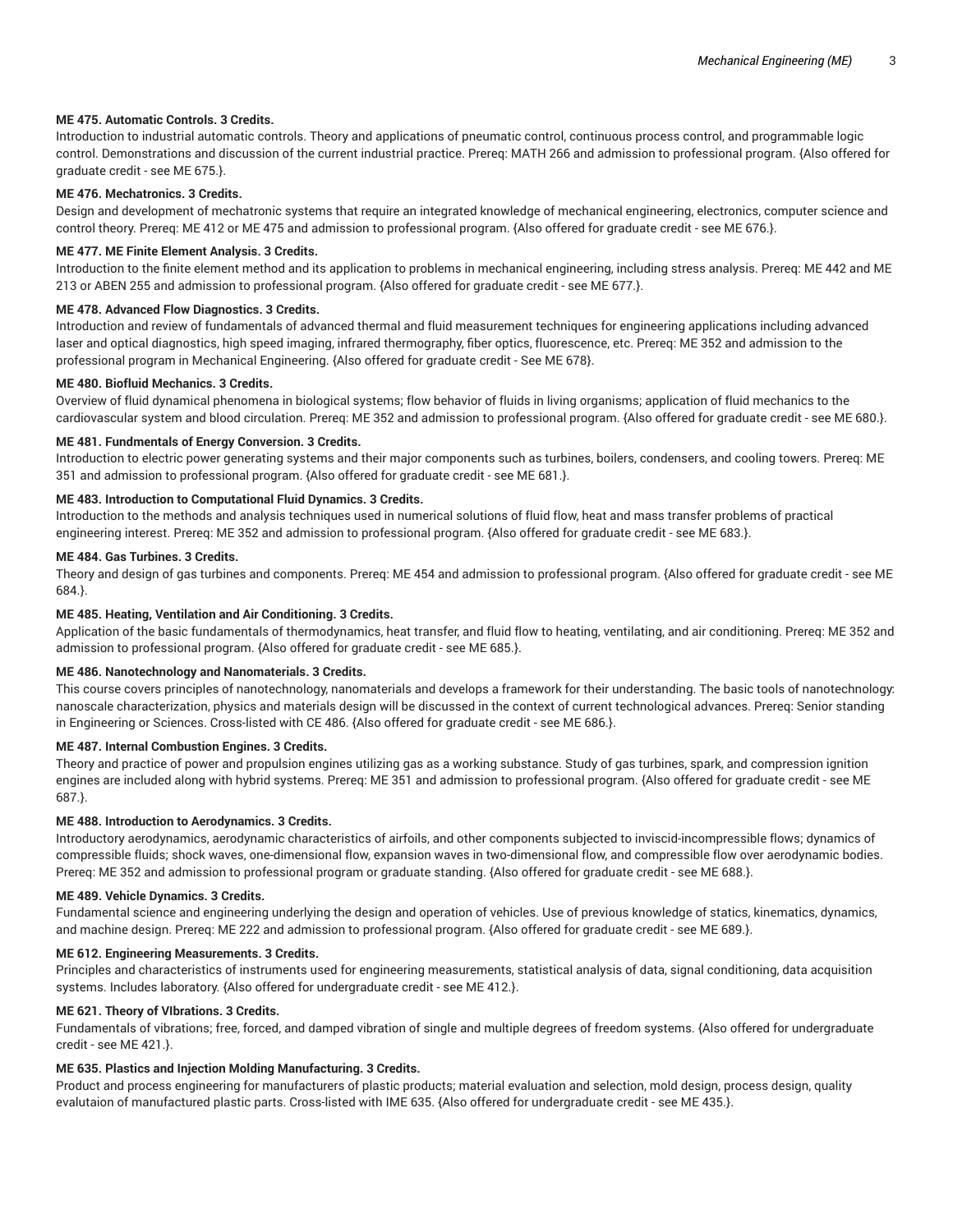**ME 475. Automatic Controls. 3 Credits.**

Introduction to industrial automatic controls. Theory and applications of pneumatic control, continuous process control, and programmable logic control. Demonstrations and discussion of the current industrial practice. Prereq: MATH 266 and admission to professional program. {Also offered for graduate credit - see ME 675.}.

**ME 476. Mechatronics. 3 Credits.**

Design and development of mechatronic systems that require an integrated knowledge of mechanical engineering, electronics, computer science and control theory. Prereq: ME 412 or ME 475 and admission to professional program. {Also offered for graduate credit - see ME 676.}.

**ME 477. ME Finite Element Analysis. 3 Credits.**

Introduction to the finite element method and its application to problems in mechanical engineering, including stress analysis. Prereq: ME 442 and ME 213 or ABEN 255 and admission to professional program. {Also offered for graduate credit - see ME 677.}.

**ME 478. Advanced Flow Diagnostics. 3 Credits.**

Introduction and review of fundamentals of advanced thermal and fluid measurement techniques for engineering applications including advanced laser and optical diagnostics, high speed imaging, infrared thermography, fiber optics, fluorescence, etc. Prereq: ME 352 and admission to the professional program in Mechanical Engineering. {Also offered for graduate credit - See ME 678}.

**ME 480. Biofluid Mechanics. 3 Credits.**

Overview of fluid dynamical phenomena in biological systems; flow behavior of fluids in living organisms; application of fluid mechanics to the cardiovascular system and blood circulation. Prereq: ME 352 and admission to professional program. {Also offered for graduate credit - see ME 680.}.

**ME 481. Fundmentals of Energy Conversion. 3 Credits.**

Introduction to electric power generating systems and their major components such as turbines, boilers, condensers, and cooling towers. Prereq: ME 351 and admission to professional program. {Also offered for graduate credit - see ME 681.}.

**ME 483. Introduction to Computational Fluid Dynamics. 3 Credits.**

Introduction to the methods and analysis techniques used in numerical solutions of fluid flow, heat and mass transfer problems of practical engineering interest. Prereq: ME 352 and admission to professional program. {Also offered for graduate credit - see ME 683.}.

**ME 484. Gas Turbines. 3 Credits.**

Theory and design of gas turbines and components. Prereq: ME 454 and admission to professional program. {Also offered for graduate credit - see ME 684.}.

**ME 485. Heating, Ventilation and Air Conditioning. 3 Credits.**

Application of the basic fundamentals of thermodynamics, heat transfer, and fluid flow to heating, ventilating, and air conditioning. Prereq: ME 352 and admission to professional program. {Also offered for graduate credit - see ME 685.}.

**ME 486. Nanotechnology and Nanomaterials. 3 Credits.**

This course covers principles of nanotechnology, nanomaterials and develops a framework for their understanding. The basic tools of nanotechnology: nanoscale characterization, physics and materials design will be discussed in the context of current technological advances. Prereq: Senior standing in Engineering or Sciences. Cross-listed with CE 486. {Also offered for graduate credit - see ME 686.}.

**ME 487. Internal Combustion Engines. 3 Credits.**

Theory and practice of power and propulsion engines utilizing gas as a working substance. Study of gas turbines, spark, and compression ignition engines are included along with hybrid systems. Prereq: ME 351 and admission to professional program. {Also offered for graduate credit - see ME 687.}.

**ME 488. Introduction to Aerodynamics. 3 Credits.**

Introductory aerodynamics, aerodynamic characteristics of airfoils, and other components subjected to inviscid-incompressible flows; dynamics of compressible fluids; shock waves, one-dimensional flow, expansion waves in two-dimensional flow, and compressible flow over aerodynamic bodies. Prereq: ME 352 and admission to professional program or graduate standing. {Also offered for graduate credit - see ME 688.}.

**ME 489. Vehicle Dynamics. 3 Credits.**

Fundamental science and engineering underlying the design and operation of vehicles. Use of previous knowledge of statics, kinematics, dynamics, and machine design. Prereq: ME 222 and admission to professional program. {Also offered for graduate credit - see ME 689.}.

**ME 612. Engineering Measurements. 3 Credits.**

Principles and characteristics of instruments used for engineering measurements, statistical analysis of data, signal conditioning, data acquisition systems. Includes laboratory. {Also offered for undergraduate credit - see ME 412.}.

**ME 621. Theory of VIbrations. 3 Credits.**

Fundamentals of vibrations; free, forced, and damped vibration of single and multiple degrees of freedom systems. {Also offered for undergraduate credit - see ME 421.}.

**ME 635. Plastics and Injection Molding Manufacturing. 3 Credits.**

Product and process engineering for manufacturers of plastic products; material evaluation and selection, mold design, process design, quality evalutaion of manufactured plastic parts. Cross-listed with IME 635. {Also offered for undergraduate credit - see ME 435.}.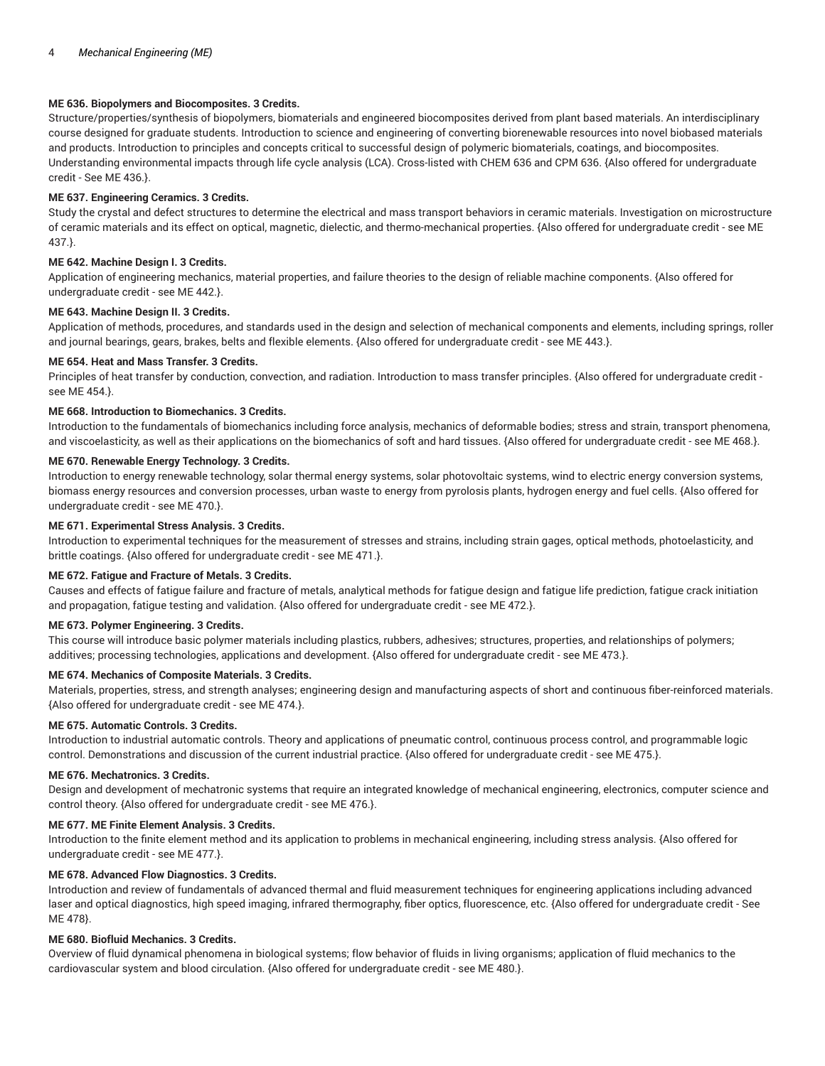**ME 636. Biopolymers and Biocomposites. 3 Credits.**

Structure/properties/synthesis of biopolymers, biomaterials and engineered biocomposites derived from plant based materials. An interdisciplinary course designed for graduate students. Introduction to science and engineering of converting biorenewable resources into novel biobased materials and products. Introduction to principles and concepts critical to successful design of polymeric biomaterials, coatings, and biocomposites. Understanding environmental impacts through life cycle analysis (LCA). Cross-listed with CHEM 636 and CPM 636. {Also offered for undergraduate credit - See ME 436.}.

**ME 637. Engineering Ceramics. 3 Credits.**

Study the crystal and defect structures to determine the electrical and mass transport behaviors in ceramic materials. Investigation on microstructure of ceramic materials and its effect on optical, magnetic, dielectic, and thermo-mechanical properties. {Also offered for undergraduate credit - see ME 437.}.

**ME 642. Machine Design I. 3 Credits.**

Application of engineering mechanics, material properties, and failure theories to the design of reliable machine components. {Also offered for undergraduate credit - see ME 442.}.

**ME 643. Machine Design II. 3 Credits.**

Application of methods, procedures, and standards used in the design and selection of mechanical components and elements, including springs, roller and journal bearings, gears, brakes, belts and flexible elements. {Also offered for undergraduate credit - see ME 443.}.

**ME 654. Heat and Mass Transfer. 3 Credits.**

Principles of heat transfer by conduction, convection, and radiation. Introduction to mass transfer principles. {Also offered for undergraduate credit - see ME 454.}.

**ME 668. Introduction to Biomechanics. 3 Credits.**

Introduction to the fundamentals of biomechanics including force analysis, mechanics of deformable bodies; stress and strain, transport phenomena, and viscoelasticity, as well as their applications on the biomechanics of soft and hard tissues. {Also offered for undergraduate credit - see ME 468.}.

**ME 670. Renewable Energy Technology. 3 Credits.**

Introduction to energy renewable technology, solar thermal energy systems, solar photovoltaic systems, wind to electric energy conversion systems, biomass energy resources and conversion processes, urban waste to energy from pyrolosis plants, hydrogen energy and fuel cells. {Also offered for undergraduate credit - see ME 470.}.

**ME 671. Experimental Stress Analysis. 3 Credits.**

Introduction to experimental techniques for the measurement of stresses and strains, including strain gages, optical methods, photoelasticity, and brittle coatings. {Also offered for undergraduate credit - see ME 471.}.

**ME 672. Fatigue and Fracture of Metals. 3 Credits.**

Causes and effects of fatigue failure and fracture of metals, analytical methods for fatigue design and fatigue life prediction, fatigue crack initiation and propagation, fatigue testing and validation. {Also offered for undergraduate credit - see ME 472.}.

**ME 673. Polymer Engineering. 3 Credits.**

This course will introduce basic polymer materials including plastics, rubbers, adhesives; structures, properties, and relationships of polymers; additives; processing technologies, applications and development. {Also offered for undergraduate credit - see ME 473.}.

**ME 674. Mechanics of Composite Materials. 3 Credits.**

Materials, properties, stress, and strength analyses; engineering design and manufacturing aspects of short and continuous fiber-reinforced materials. {Also offered for undergraduate credit - see ME 474.}.

**ME 675. Automatic Controls. 3 Credits.**

Introduction to industrial automatic controls. Theory and applications of pneumatic control, continuous process control, and programmable logic control. Demonstrations and discussion of the current industrial practice. {Also offered for undergraduate credit - see ME 475.}.

**ME 676. Mechatronics. 3 Credits.**

Design and development of mechatronic systems that require an integrated knowledge of mechanical engineering, electronics, computer science and control theory. {Also offered for undergraduate credit - see ME 476.}.

**ME 677. ME Finite Element Analysis. 3 Credits.**

Introduction to the finite element method and its application to problems in mechanical engineering, including stress analysis. {Also offered for undergraduate credit - see ME 477.}.

**ME 678. Advanced Flow Diagnostics. 3 Credits.**

Introduction and review of fundamentals of advanced thermal and fluid measurement techniques for engineering applications including advanced laser and optical diagnostics, high speed imaging, infrared thermography, fiber optics, fluorescence, etc. {Also offered for undergraduate credit - See ME 478}.

**ME 680. Biofluid Mechanics. 3 Credits.**

Overview of fluid dynamical phenomena in biological systems; flow behavior of fluids in living organisms; application of fluid mechanics to the cardiovascular system and blood circulation. {Also offered for undergraduate credit - see ME 480.}.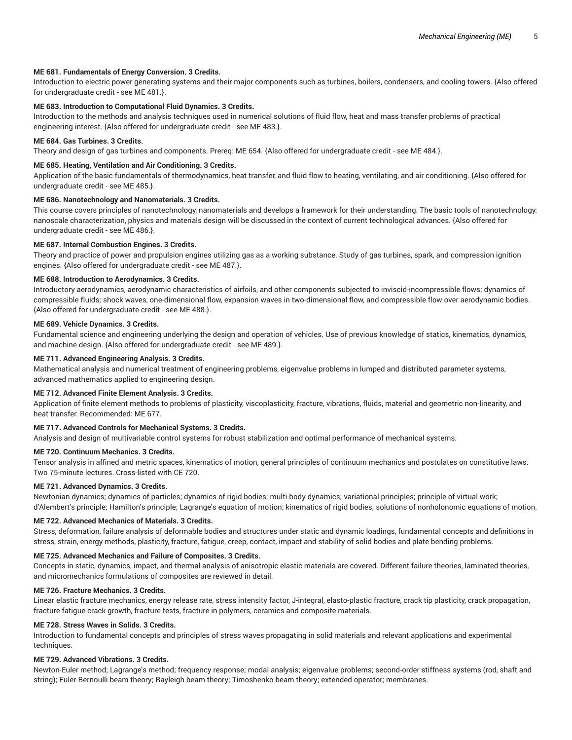**ME 681. Fundamentals of Energy Conversion. 3 Credits.**
Introduction to electric power generating systems and their major components such as turbines, boilers, condensers, and cooling towers. {Also offered for undergraduate credit - see ME 481.}.

**ME 683. Introduction to Computational Fluid Dynamics. 3 Credits.**
Introduction to the methods and analysis techniques used in numerical solutions of fluid flow, heat and mass transfer problems of practical engineering interest. {Also offered for undergraduate credit - see ME 483.}.

**ME 684. Gas Turbines. 3 Credits.**
Theory and design of gas turbines and components. Prereq: ME 654. {Also offered for undergraduate credit - see ME 484.}.

**ME 685. Heating, Ventilation and Air Conditioning. 3 Credits.**
Application of the basic fundamentals of thermodynamics, heat transfer, and fluid flow to heating, ventilating, and air conditioning. {Also offered for undergraduate credit - see ME 485.}.

**ME 686. Nanotechnology and Nanomaterials. 3 Credits.**
This course covers principles of nanotechnology, nanomaterials and develops a framework for their understanding. The basic tools of nanotechnology: nanoscale characterization, physics and materials design will be discussed in the context of current technological advances. {Also offered for undergraduate credit - see ME 486.}.

**ME 687. Internal Combustion Engines. 3 Credits.**
Theory and practice of power and propulsion engines utilizing gas as a working substance. Study of gas turbines, spark, and compression ignition engines. {Also offered for undergraduate credit - see ME 487.}.

**ME 688. Introduction to Aerodynamics. 3 Credits.**
Introductory aerodynamics, aerodynamic characteristics of airfoils, and other components subjected to inviscid-incompressible flows; dynamics of compressible fluids; shock waves, one-dimensional flow, expansion waves in two-dimensional flow, and compressible flow over aerodynamic bodies. {Also offered for undergraduate credit - see ME 488.}.

**ME 689. Vehicle Dynamics. 3 Credits.**
Fundamental science and engineering underlying the design and operation of vehicles. Use of previous knowledge of statics, kinematics, dynamics, and machine design. {Also offered for undergraduate credit - see ME 489.}.

**ME 711. Advanced Engineering Analysis. 3 Credits.**
Mathematical analysis and numerical treatment of engineering problems, eigenvalue problems in lumped and distributed parameter systems, advanced mathematics applied to engineering design.

**ME 712. Advanced Finite Element Analysis. 3 Credits.**
Application of finite element methods to problems of plasticity, viscoplasticity, fracture, vibrations, fluids, material and geometric non-linearity, and heat transfer. Recommended: ME 677.

**ME 717. Advanced Controls for Mechanical Systems. 3 Credits.**
Analysis and design of multivariable control systems for robust stabilization and optimal performance of mechanical systems.

**ME 720. Continuum Mechanics. 3 Credits.**
Tensor analysis in affined and metric spaces, kinematics of motion, general principles of continuum mechanics and postulates on constitutive laws. Two 75-minute lectures. Cross-listed with CE 720.

**ME 721. Advanced Dynamics. 3 Credits.**
Newtonian dynamics; dynamics of particles; dynamics of rigid bodies; multi-body dynamics; variational principles; principle of virtual work; d'Alembert's principle; Hamilton's principle; Lagrange's equation of motion; kinematics of rigid bodies; solutions of nonholonomic equations of motion.

**ME 722. Advanced Mechanics of Materials. 3 Credits.**
Stress, deformation, failure analysis of deformable bodies and structures under static and dynamic loadings, fundamental concepts and definitions in stress, strain, energy methods, plasticity, fracture, fatigue, creep, contact, impact and stability of solid bodies and plate bending problems.

**ME 725. Advanced Mechanics and Failure of Composites. 3 Credits.**
Concepts in static, dynamics, impact, and thermal analysis of anisotropic elastic materials are covered. Different failure theories, laminated theories, and micromechanics formulations of composites are reviewed in detail.

**ME 726. Fracture Mechanics. 3 Credits.**
Linear elastic fracture mechanics, energy release rate, stress intensity factor, J-integral, elasto-plastic fracture, crack tip plasticity, crack propagation, fracture fatigue crack growth, fracture tests, fracture in polymers, ceramics and composite materials.

**ME 728. Stress Waves in Solids. 3 Credits.**
Introduction to fundamental concepts and principles of stress waves propagating in solid materials and relevant applications and experimental techniques.

**ME 729. Advanced Vibrations. 3 Credits.**
Newton-Euler method; Lagrange's method; frequency response; modal analysis; eigenvalue problems; second-order stiffness systems (rod, shaft and string); Euler-Bernoulli beam theory; Rayleigh beam theory; Timoshenko beam theory; extended operator; membranes.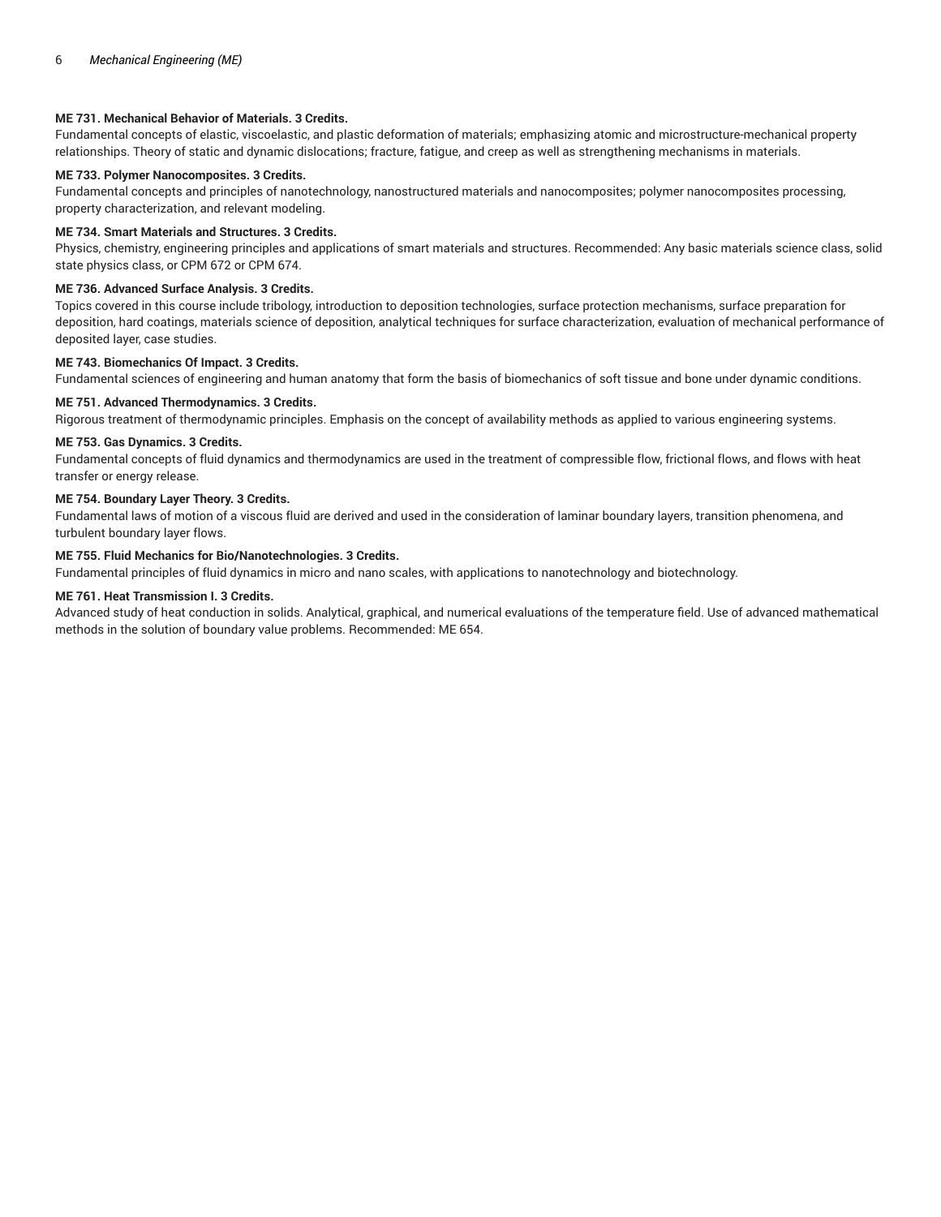**ME 731. Mechanical Behavior of Materials. 3 Credits.**
Fundamental concepts of elastic, viscoelastic, and plastic deformation of materials; emphasizing atomic and microstructure-mechanical property relationships. Theory of static and dynamic dislocations; fracture, fatigue, and creep as well as strengthening mechanisms in materials.

**ME 733. Polymer Nanocomposites. 3 Credits.**
Fundamental concepts and principles of nanotechnology, nanostructured materials and nanocomposites; polymer nanocomposites processing, property characterization, and relevant modeling.

**ME 734. Smart Materials and Structures. 3 Credits.**
Physics, chemistry, engineering principles and applications of smart materials and structures. Recommended: Any basic materials science class, solid state physics class, or CPM 672 or CPM 674.

**ME 736. Advanced Surface Analysis. 3 Credits.**
Topics covered in this course include tribology, introduction to deposition technologies, surface protection mechanisms, surface preparation for deposition, hard coatings, materials science of deposition, analytical techniques for surface characterization, evaluation of mechanical performance of deposited layer, case studies.

**ME 743. Biomechanics Of Impact. 3 Credits.**
Fundamental sciences of engineering and human anatomy that form the basis of biomechanics of soft tissue and bone under dynamic conditions.

**ME 751. Advanced Thermodynamics. 3 Credits.**
Rigorous treatment of thermodynamic principles. Emphasis on the concept of availability methods as applied to various engineering systems.

**ME 753. Gas Dynamics. 3 Credits.**
Fundamental concepts of fluid dynamics and thermodynamics are used in the treatment of compressible flow, frictional flows, and flows with heat transfer or energy release.

**ME 754. Boundary Layer Theory. 3 Credits.**
Fundamental laws of motion of a viscous fluid are derived and used in the consideration of laminar boundary layers, transition phenomena, and turbulent boundary layer flows.

**ME 755. Fluid Mechanics for Bio/Nanotechnologies. 3 Credits.**
Fundamental principles of fluid dynamics in micro and nano scales, with applications to nanotechnology and biotechnology.

**ME 761. Heat Transmission I. 3 Credits.**
Advanced study of heat conduction in solids. Analytical, graphical, and numerical evaluations of the temperature field. Use of advanced mathematical methods in the solution of boundary value problems. Recommended: ME 654.